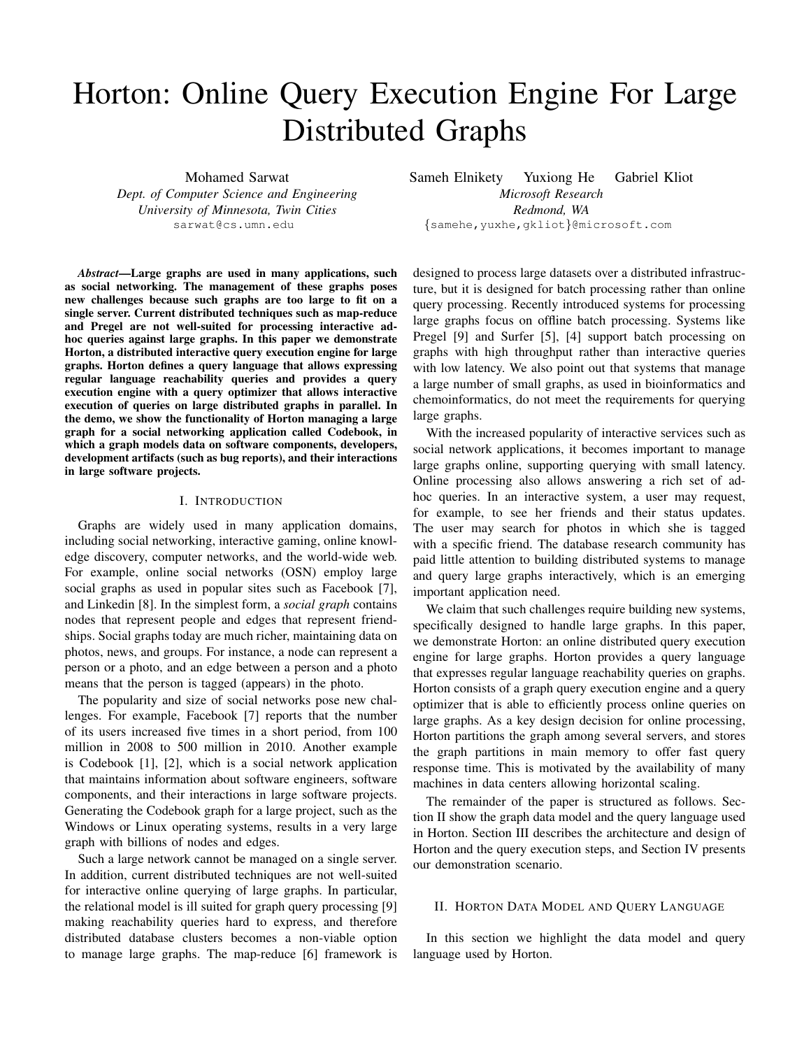# Horton: Online Query Execution Engine For Large Distributed Graphs

Mohamed Sarwat
*Dept. of Computer Science and Engineering*
*University of Minnesota, Twin Cities*
sarwat@cs.umn.edu

Sameh Elnikety Yuxiong He Gabriel Kliot
*Microsoft Research*
*Redmond, WA*
{samehe,yuxhe,gkliot}@microsoft.com

***Abstract*—Large graphs are used in many applications, such as social networking. The management of these graphs poses new challenges because such graphs are too large to fit on a single server. Current distributed techniques such as map-reduce and Pregel are not well-suited for processing interactive ad-hoc queries against large graphs. In this paper we demonstrate Horton, a distributed interactive query execution engine for large graphs. Horton defines a query language that allows expressing regular language reachability queries and provides a query execution engine with a query optimizer that allows interactive execution of queries on large distributed graphs in parallel. In the demo, we show the functionality of Horton managing a large graph for a social networking application called Codebook, in which a graph models data on software components, developers, development artifacts (such as bug reports), and their interactions in large software projects.**

## I. Introduction

Graphs are widely used in many application domains, including social networking, interactive gaming, online knowledge discovery, computer networks, and the world-wide web. For example, online social networks (OSN) employ large social graphs as used in popular sites such as Facebook [7], and Linkedin [8]. In the simplest form, a *social graph* contains nodes that represent people and edges that represent friendships. Social graphs today are much richer, maintaining data on photos, news, and groups. For instance, a node can represent a person or a photo, and an edge between a person and a photo means that the person is tagged (appears) in the photo.

The popularity and size of social networks pose new challenges. For example, Facebook [7] reports that the number of its users increased five times in a short period, from 100 million in 2008 to 500 million in 2010. Another example is Codebook [1], [2], which is a social network application that maintains information about software engineers, software components, and their interactions in large software projects. Generating the Codebook graph for a large project, such as the Windows or Linux operating systems, results in a very large graph with billions of nodes and edges.

Such a large network cannot be managed on a single server. In addition, current distributed techniques are not well-suited for interactive online querying of large graphs. In particular, the relational model is ill suited for graph query processing [9] making reachability queries hard to express, and therefore distributed database clusters becomes a non-viable option to manage large graphs. The map-reduce [6] framework is designed to process large datasets over a distributed infrastructure, but it is designed for batch processing rather than online query processing. Recently introduced systems for processing large graphs focus on offline batch processing. Systems like Pregel [9] and Surfer [5], [4] support batch processing on graphs with high throughput rather than interactive queries with low latency. We also point out that systems that manage a large number of small graphs, as used in bioinformatics and chemoinformatics, do not meet the requirements for querying large graphs.

With the increased popularity of interactive services such as social network applications, it becomes important to manage large graphs online, supporting querying with small latency. Online processing also allows answering a rich set of ad-hoc queries. In an interactive system, a user may request, for example, to see her friends and their status updates. The user may search for photos in which she is tagged with a specific friend. The database research community has paid little attention to building distributed systems to manage and query large graphs interactively, which is an emerging important application need.

We claim that such challenges require building new systems, specifically designed to handle large graphs. In this paper, we demonstrate Horton: an online distributed query execution engine for large graphs. Horton provides a query language that expresses regular language reachability queries on graphs. Horton consists of a graph query execution engine and a query optimizer that is able to efficiently process online queries on large graphs. As a key design decision for online processing, Horton partitions the graph among several servers, and stores the graph partitions in main memory to offer fast query response time. This is motivated by the availability of many machines in data centers allowing horizontal scaling.

The remainder of the paper is structured as follows. Section II show the graph data model and the query language used in Horton. Section III describes the architecture and design of Horton and the query execution steps, and Section IV presents our demonstration scenario.

## II. Horton Data Model and Query Language

In this section we highlight the data model and query language used by Horton.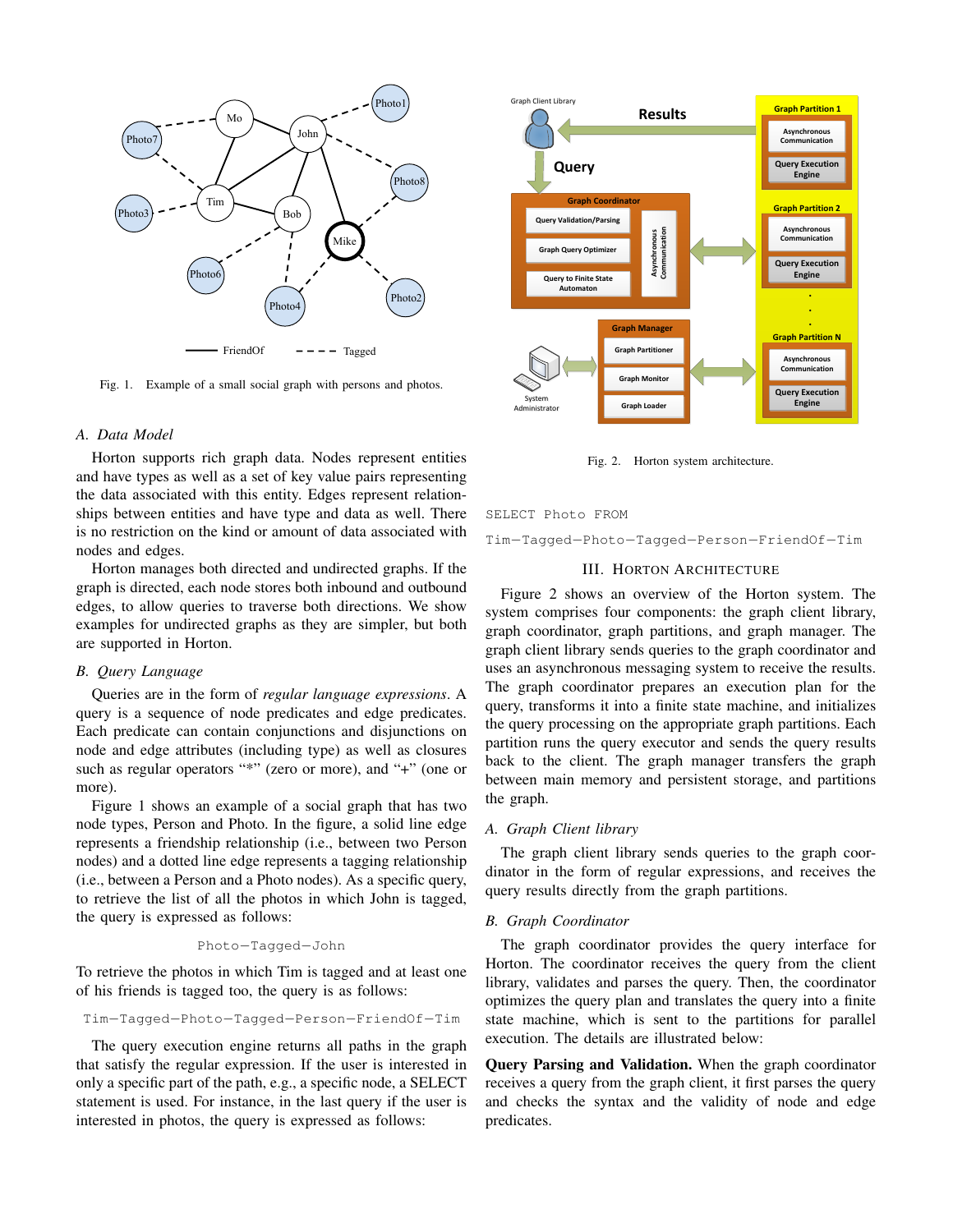Fig. 1. Example of a small social graph with persons and photos.

### A. Data Model

Horton supports rich graph data. Nodes represent entities and have types as well as a set of key value pairs representing the data associated with this entity. Edges represent relationships between entities and have type and data as well. There is no restriction on the kind or amount of data associated with nodes and edges.

Horton manages both directed and undirected graphs. If the graph is directed, each node stores both inbound and outbound edges, to allow queries to traverse both directions. We show examples for undirected graphs as they are simpler, but both are supported in Horton.

### B. Query Language

Queries are in the form of *regular language expressions*. A query is a sequence of node predicates and edge predicates. Each predicate can contain conjunctions and disjunctions on node and edge attributes (including type) as well as closures such as regular operators "*" (zero or more), and "+" (one or more).

Figure 1 shows an example of a social graph that has two node types, Person and Photo. In the figure, a solid line edge represents a friendship relationship (i.e., between two Person nodes) and a dotted line edge represents a tagging relationship (i.e., between a Person and a Photo nodes). As a specific query, to retrieve the list of all the photos in which John is tagged, the query is expressed as follows:

```
Photo−Tagged−John
```

To retrieve the photos in which Tim is tagged and at least one of his friends is tagged too, the query is as follows:

```
Tim−Tagged−Photo−Tagged−Person−FriendOf−Tim
```

The query execution engine returns all paths in the graph that satisfy the regular expression. If the user is interested in only a specific part of the path, e.g., a specific node, a SELECT statement is used. For instance, in the last query if the user is interested in photos, the query is expressed as follows:

Fig. 2. Horton system architecture.

```
SELECT Photo FROM
Tim−Tagged−Photo−Tagged−Person−FriendOf−Tim
```

## III. Horton Architecture

Figure 2 shows an overview of the Horton system. The system comprises four components: the graph client library, graph coordinator, graph partitions, and graph manager. The graph client library sends queries to the graph coordinator and uses an asynchronous messaging system to receive the results. The graph coordinator prepares an execution plan for the query, transforms it into a finite state machine, and initializes the query processing on the appropriate graph partitions. Each partition runs the query executor and sends the query results back to the client. The graph manager transfers the graph between main memory and persistent storage, and partitions the graph.

### A. Graph Client library

The graph client library sends queries to the graph coordinator in the form of regular expressions, and receives the query results directly from the graph partitions.

### B. Graph Coordinator

The graph coordinator provides the query interface for Horton. The coordinator receives the query from the client library, validates and parses the query. Then, the coordinator optimizes the query plan and translates the query into a finite state machine, which is sent to the partitions for parallel execution. The details are illustrated below:

**Query Parsing and Validation.** When the graph coordinator receives a query from the graph client, it first parses the query and checks the syntax and the validity of node and edge predicates.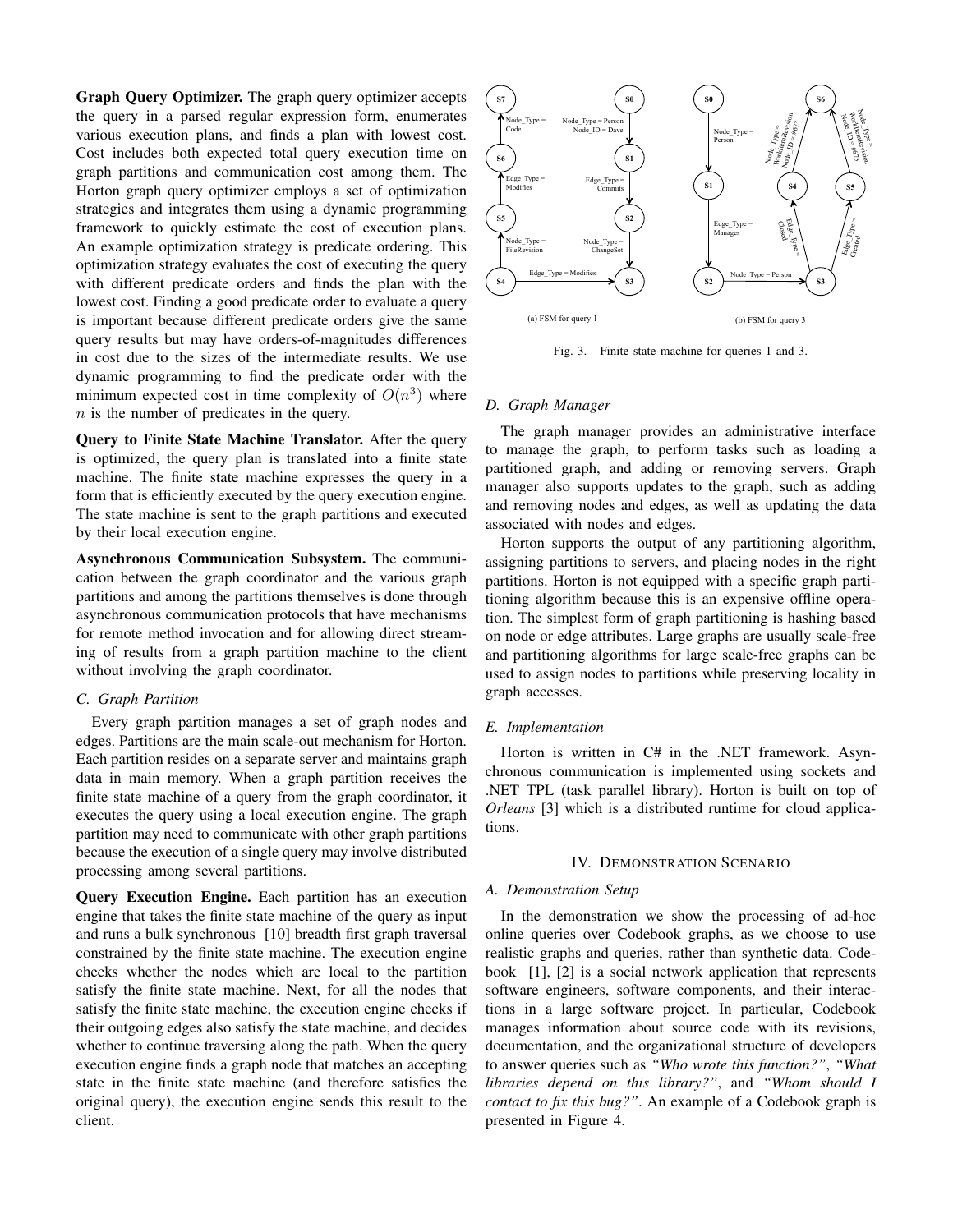**Graph Query Optimizer.** The graph query optimizer accepts the query in a parsed regular expression form, enumerates various execution plans, and finds a plan with lowest cost. Cost includes both expected total query execution time on graph partitions and communication cost among them. The Horton graph query optimizer employs a set of optimization strategies and integrates them using a dynamic programming framework to quickly estimate the cost of execution plans. An example optimization strategy is predicate ordering. This optimization strategy evaluates the cost of executing the query with different predicate orders and finds the plan with the lowest cost. Finding a good predicate order to evaluate a query is important because different predicate orders give the same query results but may have orders-of-magnitudes differences in cost due to the sizes of the intermediate results. We use dynamic programming to find the predicate order with the minimum expected cost in time complexity of $O(n^3)$ where $n$ is the number of predicates in the query.

**Query to Finite State Machine Translator.** After the query is optimized, the query plan is translated into a finite state machine. The finite state machine expresses the query in a form that is efficiently executed by the query execution engine. The state machine is sent to the graph partitions and executed by their local execution engine.

**Asynchronous Communication Subsystem.** The communication between the graph coordinator and the various graph partitions and among the partitions themselves is done through asynchronous communication protocols that have mechanisms for remote method invocation and for allowing direct streaming of results from a graph partition machine to the client without involving the graph coordinator.

### *C. Graph Partition*

Every graph partition manages a set of graph nodes and edges. Partitions are the main scale-out mechanism for Horton. Each partition resides on a separate server and maintains graph data in main memory. When a graph partition receives the finite state machine of a query from the graph coordinator, it executes the query using a local execution engine. The graph partition may need to communicate with other graph partitions because the execution of a single query may involve distributed processing among several partitions.

**Query Execution Engine.** Each partition has an execution engine that takes the finite state machine of the query as input and runs a bulk synchronous [10] breadth first graph traversal constrained by the finite state machine. The execution engine checks whether the nodes which are local to the partition satisfy the finite state machine. Next, for all the nodes that satisfy the finite state machine, the execution engine checks if their outgoing edges also satisfy the state machine, and decides whether to continue traversing along the path. When the query execution engine finds a graph node that matches an accepting state in the finite state machine (and therefore satisfies the original query), the execution engine sends this result to the client.

S7
Node_Type = Code
S6
Edge_Type = Modifies
S5
Node_Type = FileRevision
S4
Edge_Type = Modifies
S0
Node_Type = Person Node_ID = Dave
S1
Edge_Type = Commits
S2
Node_Type = ChangeSet
S3

(a) FSM for query 1

S0
Node_Type = Person
S1
Edge_Type = Manages
S2
Node_Type = Person
S3
Edge_Type = Closed
S4
Node_Type = WorkItemRevision Node_ID = #673
S6
Edge_Type = Created
S5
Node_Type = WorkItemRevision Node_ID = #673

(b) FSM for query 3

Fig. 3. Finite state machine for queries 1 and 3.

### *D. Graph Manager*

The graph manager provides an administrative interface to manage the graph, to perform tasks such as loading a partitioned graph, and adding or removing servers. Graph manager also supports updates to the graph, such as adding and removing nodes and edges, as well as updating the data associated with nodes and edges.

Horton supports the output of any partitioning algorithm, assigning partitions to servers, and placing nodes in the right partitions. Horton is not equipped with a specific graph partitioning algorithm because this is an expensive offline operation. The simplest form of graph partitioning is hashing based on node or edge attributes. Large graphs are usually scale-free and partitioning algorithms for large scale-free graphs can be used to assign nodes to partitions while preserving locality in graph accesses.

### *E. Implementation*

Horton is written in C# in the .NET framework. Asynchronous communication is implemented using sockets and .NET TPL (task parallel library). Horton is built on top of *Orleans* [3] which is a distributed runtime for cloud applications.

## IV. Demonstration Scenario

### *A. Demonstration Setup*

In the demonstration we show the processing of ad-hoc online queries over Codebook graphs, as we choose to use realistic graphs and queries, rather than synthetic data. Codebook [1], [2] is a social network application that represents software engineers, software components, and their interactions in a large software project. In particular, Codebook manages information about source code with its revisions, documentation, and the organizational structure of developers to answer queries such as *"Who wrote this function?"*, *"What libraries depend on this library?"*, and *"Whom should I contact to fix this bug?"*. An example of a Codebook graph is presented in Figure 4.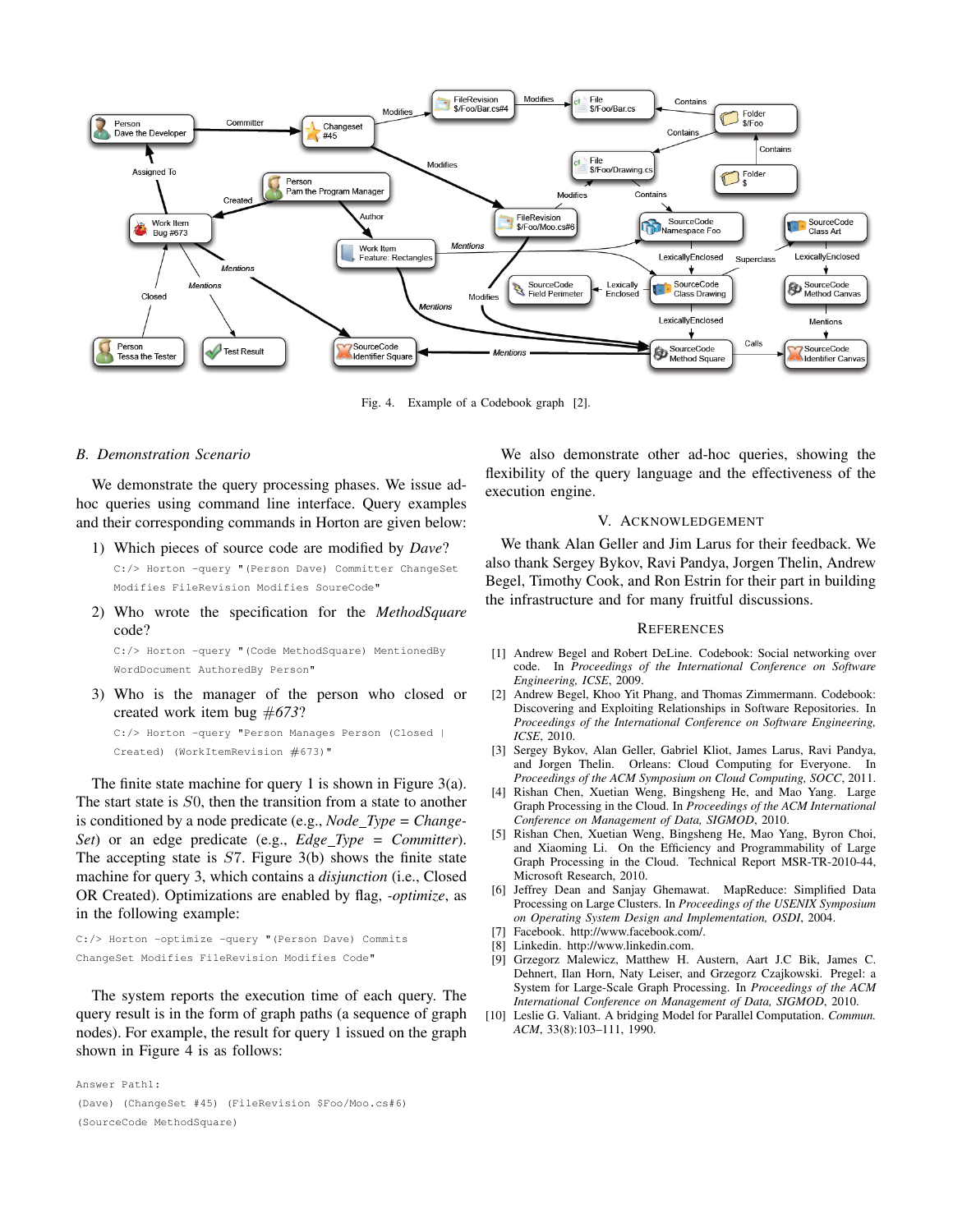Fig. 4. Example of a Codebook graph [2].

### B. Demonstration Scenario

We demonstrate the query processing phases. We issue ad-hoc queries using command line interface. Query examples and their corresponding commands in Horton are given below:

1) Which pieces of source code are modified by *Dave*?

```
C:/> Horton -query "(Person Dave) Committer ChangeSet
Modifies FileRevision Modifies SoureCode"
```

2) Who wrote the specification for the *MethodSquare* code?

```
C:/> Horton -query "(Code MethodSquare) MentionedBy
WordDocument AuthoredBy Person"
```

3) Who is the manager of the person who closed or created work item bug *#673*?

```
C:/> Horton -query "Person Manages Person (Closed |
Created) (WorkItemRevision #673)"
```

The finite state machine for query 1 is shown in Figure 3(a). The start state is $S0$, then the transition from a state to another is conditioned by a node predicate (e.g., *Node_Type = ChangeSet*) or an edge predicate (e.g., *Edge_Type = Committer*). The accepting state is $S7$. Figure 3(b) shows the finite state machine for query 3, which contains a *disjunction* (i.e., Closed OR Created). Optimizations are enabled by flag, *-optimize*, as in the following example:

```
C:/> Horton -optimize -query "(Person Dave) Commits
ChangeSet Modifies FileRevision Modifies Code"
```

The system reports the execution time of each query. The query result is in the form of graph paths (a sequence of graph nodes). For example, the result for query 1 issued on the graph shown in Figure 4 is as follows:

```
Answer Path1:
(Dave) (ChangeSet #45) (FileRevision $Foo/Moo.cs#6)
(SourceCode MethodSquare)
```

We also demonstrate other ad-hoc queries, showing the flexibility of the query language and the effectiveness of the execution engine.

## V. Acknowledgement

We thank Alan Geller and Jim Larus for their feedback. We also thank Sergey Bykov, Ravi Pandya, Jorgen Thelin, Andrew Begel, Timothy Cook, and Ron Estrin for their part in building the infrastructure and for many fruitful discussions.

## References

[1] Andrew Begel and Robert DeLine. Codebook: Social networking over code. In *Proceedings of the International Conference on Software Engineering, ICSE*, 2009.

[2] Andrew Begel, Khoo Yit Phang, and Thomas Zimmermann. Codebook: Discovering and Exploiting Relationships in Software Repositories. In *Proceedings of the International Conference on Software Engineering, ICSE*, 2010.

[3] Sergey Bykov, Alan Geller, Gabriel Kliot, James Larus, Ravi Pandya, and Jorgen Thelin. Orleans: Cloud Computing for Everyone. In *Proceedings of the ACM Symposium on Cloud Computing, SOCC*, 2011.

[4] Rishan Chen, Xuetian Weng, Bingsheng He, and Mao Yang. Large Graph Processing in the Cloud. In *Proceedings of the ACM International Conference on Management of Data, SIGMOD*, 2010.

[5] Rishan Chen, Xuetian Weng, Bingsheng He, Mao Yang, Byron Choi, and Xiaoming Li. On the Efficiency and Programmability of Large Graph Processing in the Cloud. Technical Report MSR-TR-2010-44, Microsoft Research, 2010.

[6] Jeffrey Dean and Sanjay Ghemawat. MapReduce: Simplified Data Processing on Large Clusters. In *Proceedings of the USENIX Symposium on Operating System Design and Implementation, OSDI*, 2004.

[7] Facebook. http://www.facebook.com/.

[8] Linkedin. http://www.linkedin.com.

[9] Grzegorz Malewicz, Matthew H. Austern, Aart J.C Bik, James C. Dehnert, Ilan Horn, Naty Leiser, and Grzegorz Czajkowski. Pregel: a System for Large-Scale Graph Processing. In *Proceedings of the ACM International Conference on Management of Data, SIGMOD*, 2010.

[10] Leslie G. Valiant. A bridging Model for Parallel Computation. *Commun. ACM*, 33(8):103–111, 1990.